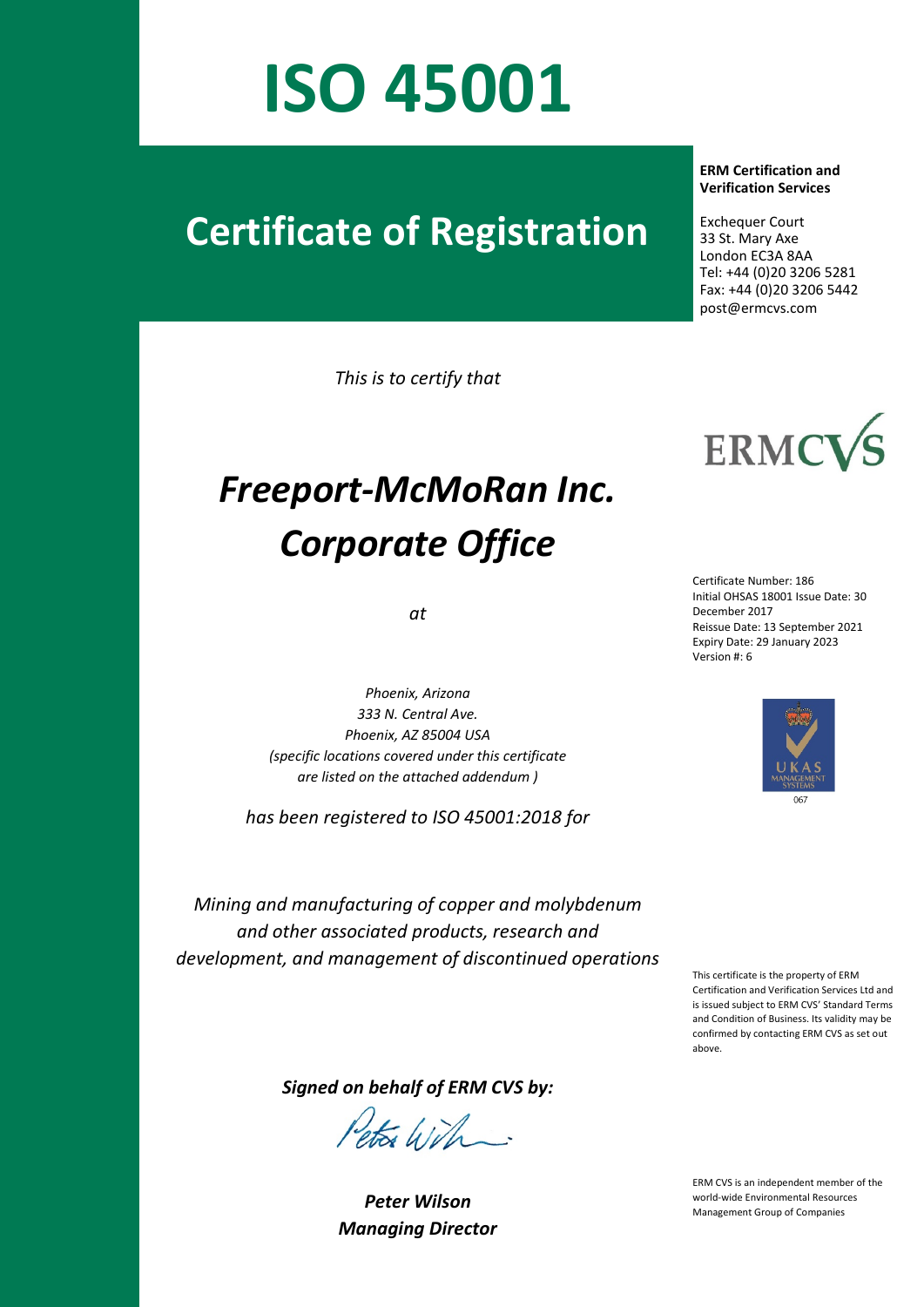# ISO 45001

## Certificate of Registration

**ERM Certification and Verification Services**

Exchequer Court
33 St. Mary Axe
London EC3A 8AA
Tel: +44 (0)20 3206 5281
Fax: +44 (0)20 3206 5442
post@ermcvs.com

*This is to certify that*

ERMCVS

# *Freeport-McMoRan Inc. Corporate Office*

*at*

Certificate Number: 186
Initial OHSAS 18001 Issue Date: 30 December 2017
Reissue Date: 13 September 2021
Expiry Date: 29 January 2023
Version #: 6

*Phoenix, Arizona*
*333 N. Central Ave.*
*Phoenix, AZ 85004 USA*
*(specific locations covered under this certificate are listed on the attached addendum )*

UKAS MANAGEMENT SYSTEMS 067

*has been registered to ISO 45001:2018 for*

*Mining and manufacturing of copper and molybdenum and other associated products, research and development, and management of discontinued operations*

This certificate is the property of ERM Certification and Verification Services Ltd and is issued subject to ERM CVS' Standard Terms and Condition of Business. Its validity may be confirmed by contacting ERM CVS as set out above.

***Signed on behalf of ERM CVS by:***

***Peter Wilson***
***Managing Director***

ERM CVS is an independent member of the world-wide Environmental Resources Management Group of Companies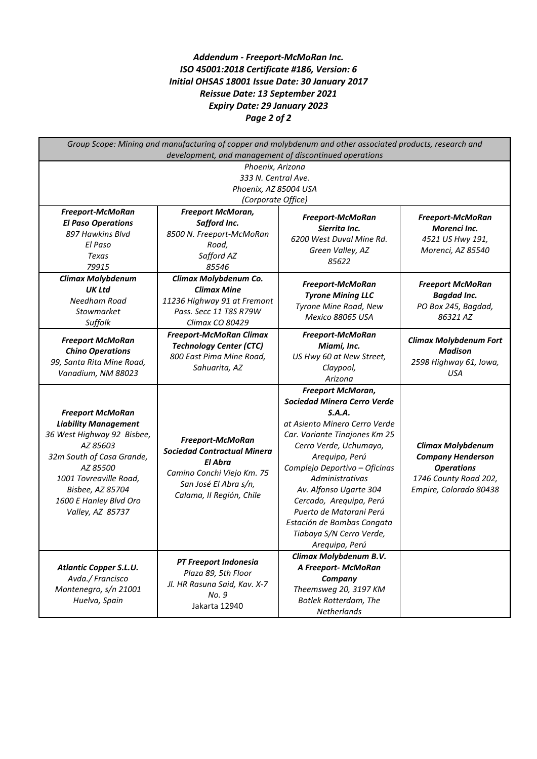***Addendum - Freeport-McMoRan Inc.***
***ISO 45001:2018 Certificate #186, Version: 6***
***Initial OHSAS 18001 Issue Date: 30 January 2017***
***Reissue Date: 13 September 2021***
***Expiry Date: 29 January 2023***

| | | | |
|---|---|---|---|
| *Group Scope: Mining and manufacturing of copper and molybdenum and other associated products, research and development, and management of discontinued operations* | | | |
| *Phoenix, Arizona<br>333 N. Central Ave.<br>Phoenix, AZ 85004 USA<br>(Corporate Office)* | | | |
| ***Freeport-McMoRan El Paso Operations***<br>*897 Hawkins Blvd<br>El Paso<br>Texas<br>79915* | ***Freeport McMoran, Safford Inc.***<br>*8500 N. Freeport-McMoRan Road,<br>Safford AZ<br>85546* | ***Freeport-McMoRan Sierrita Inc.***<br>*6200 West Duval Mine Rd.<br>Green Valley, AZ<br>85622* | ***Freeport-McMoRan Morenci Inc.***<br>*4521 US Hwy 191,<br>Morenci, AZ 85540* |
| ***Climax Molybdenum UK Ltd***<br>*Needham Road<br>Stowmarket<br>Suffolk* | ***Climax Molybdenum Co. Climax Mine***<br>*11236 Highway 91 at Fremont Pass. Secc 11 T8S R79W<br>Climax CO 80429* | ***Freeport-McMoRan Tyrone Mining LLC***<br>*Tyrone Mine Road, New Mexico 88065 USA* | ***Freeport McMoRan Bagdad Inc.***<br>*PO Box 245, Bagdad, 86321 AZ* |
| ***Freeport McMoRan Chino Operations***<br>*99, Santa Rita Mine Road,<br>Vanadium, NM 88023* | ***Freeport-McMoRan Climax Technology Center (CTC)***<br>*800 East Pima Mine Road,<br>Sahuarita, AZ* | ***Freeport-McMoRan Miami, Inc.***<br>*US Hwy 60 at New Street,<br>Claypool,<br>Arizona* | ***Climax Molybdenum Fort Madison***<br>*2598 Highway 61, Iowa, USA* |
| ***Freeport McMoRan Liability Management***<br>*36 West Highway 92 Bisbee, AZ 85603<br>32m South of Casa Grande, AZ 85500<br>1001 Tovreaville Road, Bisbee, AZ 85704<br>1600 E Hanley Blvd Oro Valley, AZ 85737* | ***Freeport-McMoRan Sociedad Contractual Minera El Abra***<br>*Camino Conchi Viejo Km. 75<br>San José El Abra s/n,<br>Calama, II Región, Chile* | ***Freeport McMoran, Sociedad Minera Cerro Verde S.A.A.***<br>*at Asiento Minero Cerro Verde Car. Variante Tinajones Km 25 Cerro Verde, Uchumayo, Arequipa, Perú<br>Complejo Deportivo – Oficinas Administrativas<br>Av. Alfonso Ugarte 304 Cercado, Arequipa, Perú<br>Puerto de Matarani Perú<br>Estación de Bombas Congata Tiabaya S/N Cerro Verde, Arequipa, Perú* | ***Climax Molybdenum Company Henderson Operations***<br>*1746 County Road 202,<br>Empire, Colorado 80438* |
| ***Atlantic Copper S.L.U.***<br>*Avda./ Francisco Montenegro, s/n 21001<br>Huelva, Spain* | ***PT Freeport Indonesia***<br>*Plaza 89, 5th Floor<br>Jl. HR Rasuna Said, Kav. X-7<br>No. 9*<br>Jakarta 12940 | ***Climax Molybdenum B.V. A Freeport- McMoRan Company***<br>*Theemsweg 20, 3197 KM<br>Botlek Rotterdam, The Netherlands* | |